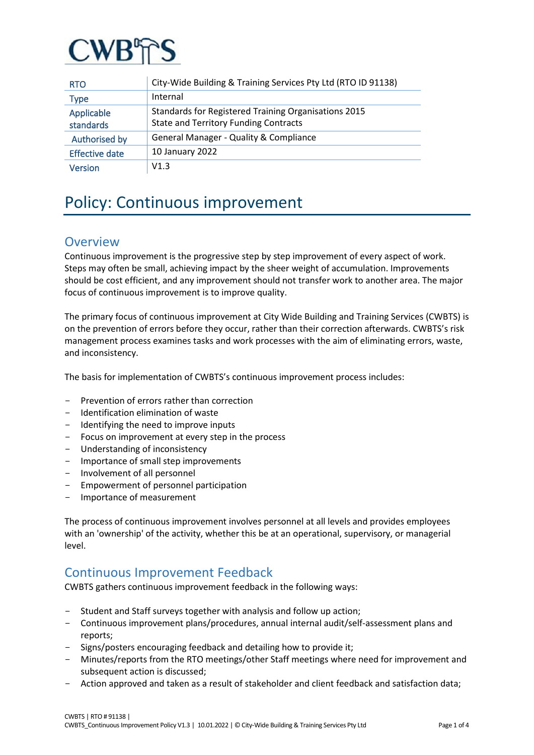CWBTS

| RTO | City-Wide Building & Training Services Pty Ltd (RTO ID 91138) |
| --- | --- |
| Type | Internal |
| Applicable standards | Standards for Registered Training Organisations 2015<br>State and Territory Funding Contracts |
| Authorised by | General Manager - Quality & Compliance |
| Effective date | 10 January 2022 |
| Version | V1.3 |

# Policy: Continuous improvement

## Overview

Continuous improvement is the progressive step by step improvement of every aspect of work. Steps may often be small, achieving impact by the sheer weight of accumulation. Improvements should be cost efficient, and any improvement should not transfer work to another area. The major focus of continuous improvement is to improve quality.

The primary focus of continuous improvement at City Wide Building and Training Services (CWBTS) is on the prevention of errors before they occur, rather than their correction afterwards. CWBTS's risk management process examines tasks and work processes with the aim of eliminating errors, waste, and inconsistency.

The basis for implementation of CWBTS's continuous improvement process includes:

- Prevention of errors rather than correction
- Identification elimination of waste
- Identifying the need to improve inputs
- Focus on improvement at every step in the process
- Understanding of inconsistency
- Importance of small step improvements
- Involvement of all personnel
- Empowerment of personnel participation
- Importance of measurement

The process of continuous improvement involves personnel at all levels and provides employees with an 'ownership' of the activity, whether this be at an operational, supervisory, or managerial level.

## Continuous Improvement Feedback

CWBTS gathers continuous improvement feedback in the following ways:

- Student and Staff surveys together with analysis and follow up action;
- Continuous improvement plans/procedures, annual internal audit/self-assessment plans and reports;
- Signs/posters encouraging feedback and detailing how to provide it;
- Minutes/reports from the RTO meetings/other Staff meetings where need for improvement and subsequent action is discussed;
- Action approved and taken as a result of stakeholder and client feedback and satisfaction data;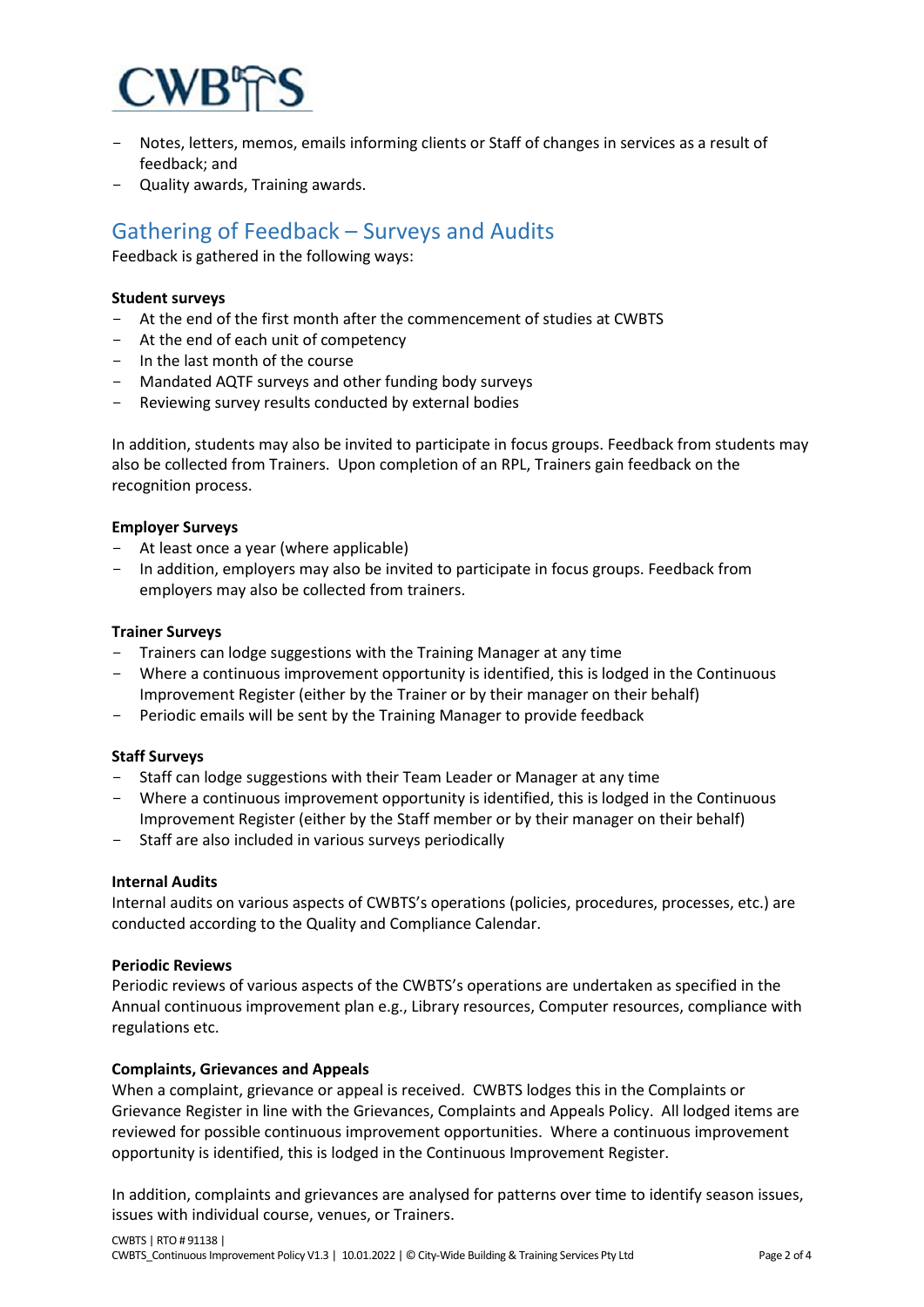- Notes, letters, memos, emails informing clients or Staff of changes in services as a result of feedback; and
- Quality awards, Training awards.

## Gathering of Feedback – Surveys and Audits

Feedback is gathered in the following ways:

**Student surveys**

- At the end of the first month after the commencement of studies at CWBTS
- At the end of each unit of competency
- In the last month of the course
- Mandated AQTF surveys and other funding body surveys
- Reviewing survey results conducted by external bodies

In addition, students may also be invited to participate in focus groups. Feedback from students may also be collected from Trainers. Upon completion of an RPL, Trainers gain feedback on the recognition process.

**Employer Surveys**

- At least once a year (where applicable)
- In addition, employers may also be invited to participate in focus groups. Feedback from employers may also be collected from trainers.

**Trainer Surveys**

- Trainers can lodge suggestions with the Training Manager at any time
- Where a continuous improvement opportunity is identified, this is lodged in the Continuous Improvement Register (either by the Trainer or by their manager on their behalf)
- Periodic emails will be sent by the Training Manager to provide feedback

**Staff Surveys**

- Staff can lodge suggestions with their Team Leader or Manager at any time
- Where a continuous improvement opportunity is identified, this is lodged in the Continuous Improvement Register (either by the Staff member or by their manager on their behalf)
- Staff are also included in various surveys periodically

**Internal Audits**

Internal audits on various aspects of CWBTS's operations (policies, procedures, processes, etc.) are conducted according to the Quality and Compliance Calendar.

**Periodic Reviews**

Periodic reviews of various aspects of the CWBTS's operations are undertaken as specified in the Annual continuous improvement plan e.g., Library resources, Computer resources, compliance with regulations etc.

**Complaints, Grievances and Appeals**

When a complaint, grievance or appeal is received. CWBTS lodges this in the Complaints or Grievance Register in line with the Grievances, Complaints and Appeals Policy. All lodged items are reviewed for possible continuous improvement opportunities. Where a continuous improvement opportunity is identified, this is lodged in the Continuous Improvement Register.

In addition, complaints and grievances are analysed for patterns over time to identify season issues, issues with individual course, venues, or Trainers.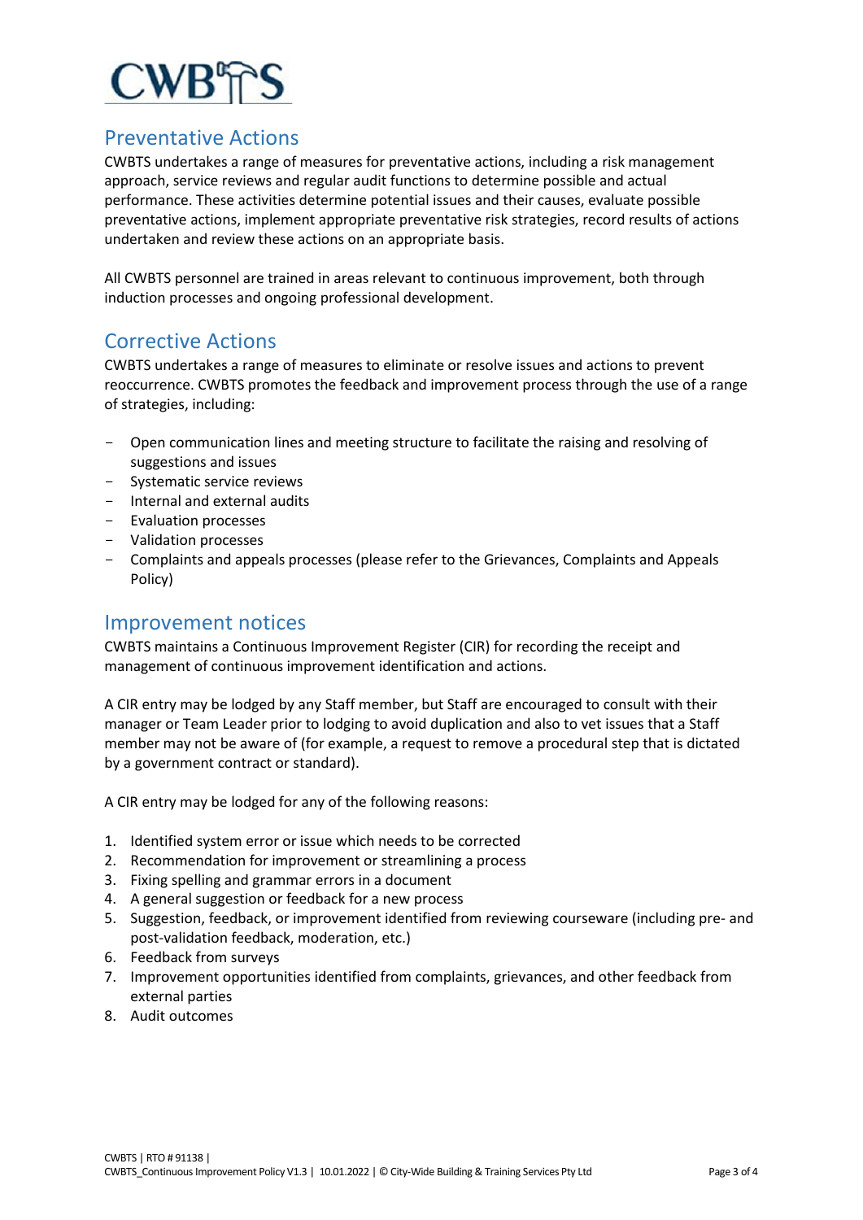## Preventative Actions

CWBTS undertakes a range of measures for preventative actions, including a risk management approach, service reviews and regular audit functions to determine possible and actual performance. These activities determine potential issues and their causes, evaluate possible preventative actions, implement appropriate preventative risk strategies, record results of actions undertaken and review these actions on an appropriate basis.

All CWBTS personnel are trained in areas relevant to continuous improvement, both through induction processes and ongoing professional development.

## Corrective Actions

CWBTS undertakes a range of measures to eliminate or resolve issues and actions to prevent reoccurrence. CWBTS promotes the feedback and improvement process through the use of a range of strategies, including:

- Open communication lines and meeting structure to facilitate the raising and resolving of suggestions and issues
- Systematic service reviews
- Internal and external audits
- Evaluation processes
- Validation processes
- Complaints and appeals processes (please refer to the Grievances, Complaints and Appeals Policy)

## Improvement notices

CWBTS maintains a Continuous Improvement Register (CIR) for recording the receipt and management of continuous improvement identification and actions.

A CIR entry may be lodged by any Staff member, but Staff are encouraged to consult with their manager or Team Leader prior to lodging to avoid duplication and also to vet issues that a Staff member may not be aware of (for example, a request to remove a procedural step that is dictated by a government contract or standard).

A CIR entry may be lodged for any of the following reasons:

1. Identified system error or issue which needs to be corrected
2. Recommendation for improvement or streamlining a process
3. Fixing spelling and grammar errors in a document
4. A general suggestion or feedback for a new process
5. Suggestion, feedback, or improvement identified from reviewing courseware (including pre- and post-validation feedback, moderation, etc.)
6. Feedback from surveys
7. Improvement opportunities identified from complaints, grievances, and other feedback from external parties
8. Audit outcomes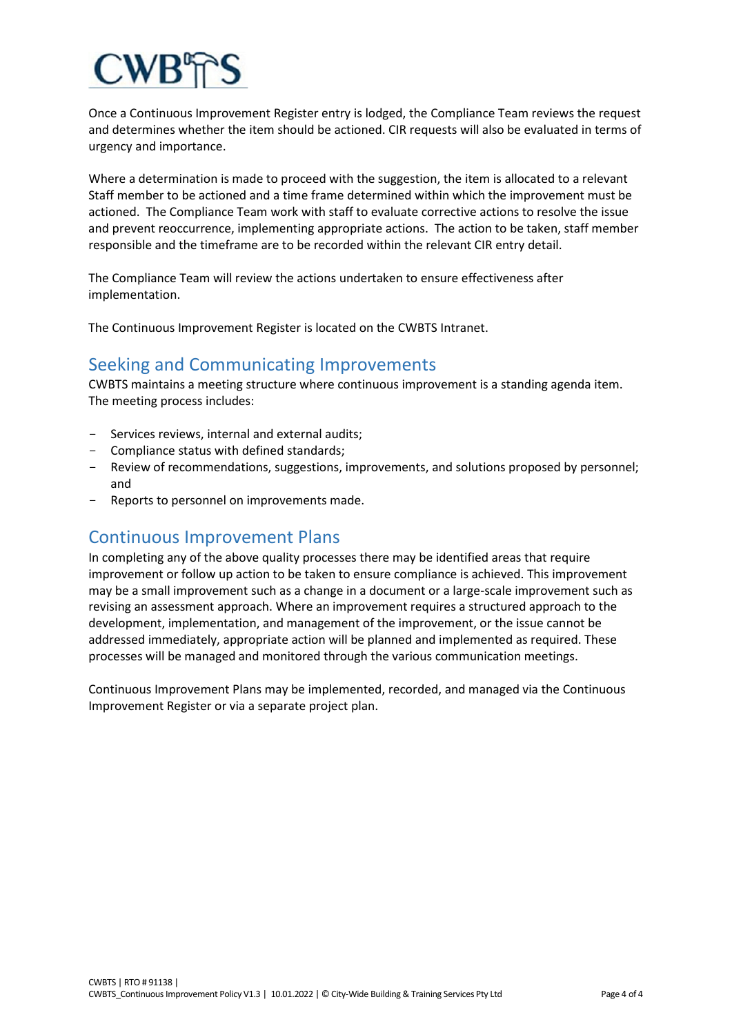Once a Continuous Improvement Register entry is lodged, the Compliance Team reviews the request and determines whether the item should be actioned. CIR requests will also be evaluated in terms of urgency and importance.

Where a determination is made to proceed with the suggestion, the item is allocated to a relevant Staff member to be actioned and a time frame determined within which the improvement must be actioned. The Compliance Team work with staff to evaluate corrective actions to resolve the issue and prevent reoccurrence, implementing appropriate actions. The action to be taken, staff member responsible and the timeframe are to be recorded within the relevant CIR entry detail.

The Compliance Team will review the actions undertaken to ensure effectiveness after implementation.

The Continuous Improvement Register is located on the CWBTS Intranet.

## Seeking and Communicating Improvements

CWBTS maintains a meeting structure where continuous improvement is a standing agenda item. The meeting process includes:

- Services reviews, internal and external audits;
- Compliance status with defined standards;
- Review of recommendations, suggestions, improvements, and solutions proposed by personnel; and
- Reports to personnel on improvements made.

## Continuous Improvement Plans

In completing any of the above quality processes there may be identified areas that require improvement or follow up action to be taken to ensure compliance is achieved. This improvement may be a small improvement such as a change in a document or a large-scale improvement such as revising an assessment approach. Where an improvement requires a structured approach to the development, implementation, and management of the improvement, or the issue cannot be addressed immediately, appropriate action will be planned and implemented as required. These processes will be managed and monitored through the various communication meetings.

Continuous Improvement Plans may be implemented, recorded, and managed via the Continuous Improvement Register or via a separate project plan.